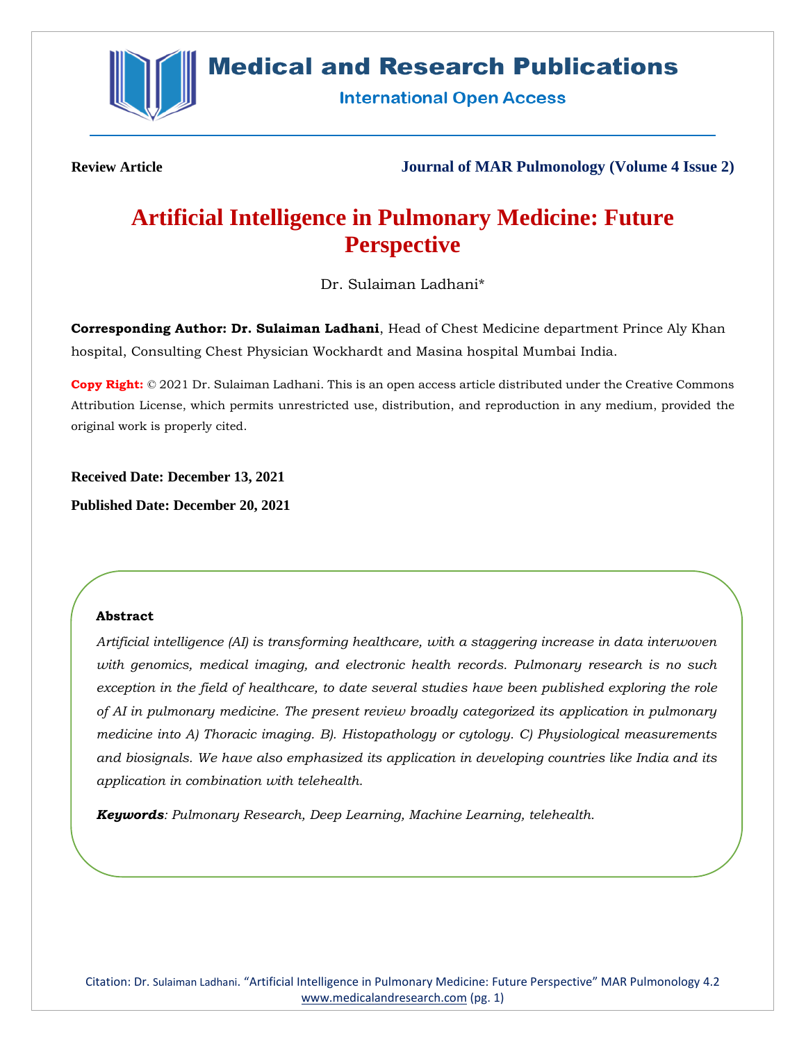**Review Article** **Journal of MAR Pulmonology (Volume 4 Issue 2)**

# Artificial Intelligence in Pulmonary Medicine: Future Perspective

Dr. Sulaiman Ladhani*

**Corresponding Author: Dr. Sulaiman Ladhani**, Head of Chest Medicine department Prince Aly Khan hospital, Consulting Chest Physician Wockhardt and Masina hospital Mumbai India.

**Copy Right:** © 2021 Dr. Sulaiman Ladhani. This is an open access article distributed under the Creative Commons Attribution License, which permits unrestricted use, distribution, and reproduction in any medium, provided the original work is properly cited.

**Received Date: December 13, 2021**

**Published Date: December 20, 2021**

## Abstract

*Artificial intelligence (AI) is transforming healthcare, with a staggering increase in data interwoven with genomics, medical imaging, and electronic health records. Pulmonary research is no such exception in the field of healthcare, to date several studies have been published exploring the role of AI in pulmonary medicine. The present review broadly categorized its application in pulmonary medicine into A) Thoracic imaging. B). Histopathology or cytology. C) Physiological measurements and biosignals. We have also emphasized its application in developing countries like India and its application in combination with telehealth.*

***Keywords****: Pulmonary Research, Deep Learning, Machine Learning, telehealth.*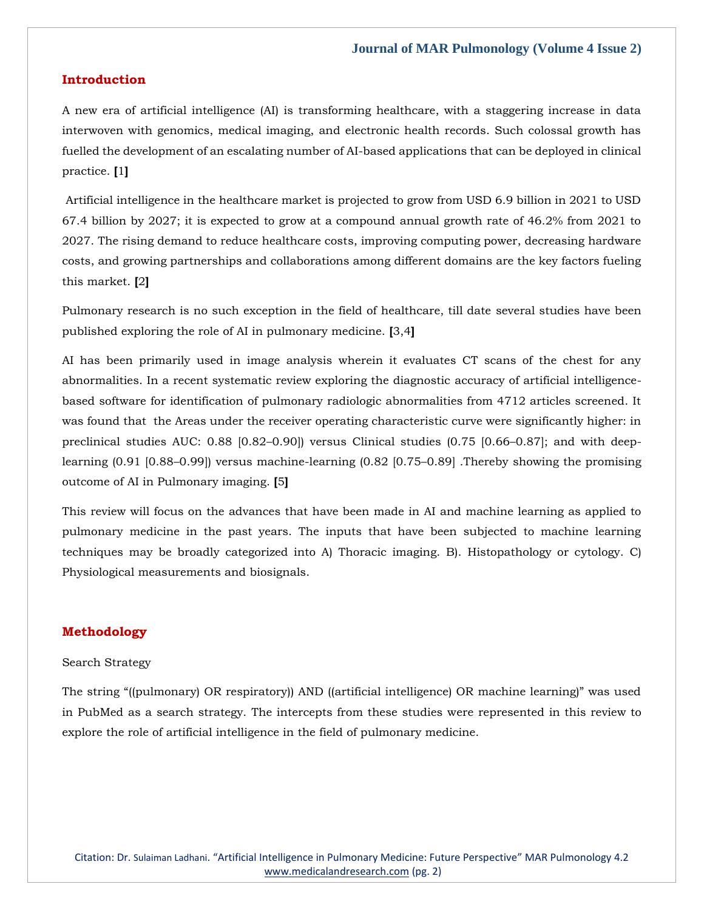## Introduction

A new era of artificial intelligence (AI) is transforming healthcare, with a staggering increase in data interwoven with genomics, medical imaging, and electronic health records. Such colossal growth has fuelled the development of an escalating number of AI-based applications that can be deployed in clinical practice. **[**1**]**

Artificial intelligence in the healthcare market is projected to grow from USD 6.9 billion in 2021 to USD 67.4 billion by 2027; it is expected to grow at a compound annual growth rate of 46.2% from 2021 to 2027. The rising demand to reduce healthcare costs, improving computing power, decreasing hardware costs, and growing partnerships and collaborations among different domains are the key factors fueling this market. **[**2**]**

Pulmonary research is no such exception in the field of healthcare, till date several studies have been published exploring the role of AI in pulmonary medicine. **[**3,4**]**

AI has been primarily used in image analysis wherein it evaluates CT scans of the chest for any abnormalities. In a recent systematic review exploring the diagnostic accuracy of artificial intelligence-based software for identification of pulmonary radiologic abnormalities from 4712 articles screened. It was found that the Areas under the receiver operating characteristic curve were significantly higher: in preclinical studies AUC: 0.88 [0.82–0.90]) versus Clinical studies (0.75 [0.66–0.87]; and with deep-learning (0.91 [0.88–0.99]) versus machine-learning (0.82 [0.75–0.89] .Thereby showing the promising outcome of AI in Pulmonary imaging. **[**5**]**

This review will focus on the advances that have been made in AI and machine learning as applied to pulmonary medicine in the past years. The inputs that have been subjected to machine learning techniques may be broadly categorized into A) Thoracic imaging. B). Histopathology or cytology. C) Physiological measurements and biosignals.

## Methodology

Search Strategy

The string "((pulmonary) OR respiratory)) AND ((artificial intelligence) OR machine learning)" was used in PubMed as a search strategy. The intercepts from these studies were represented in this review to explore the role of artificial intelligence in the field of pulmonary medicine.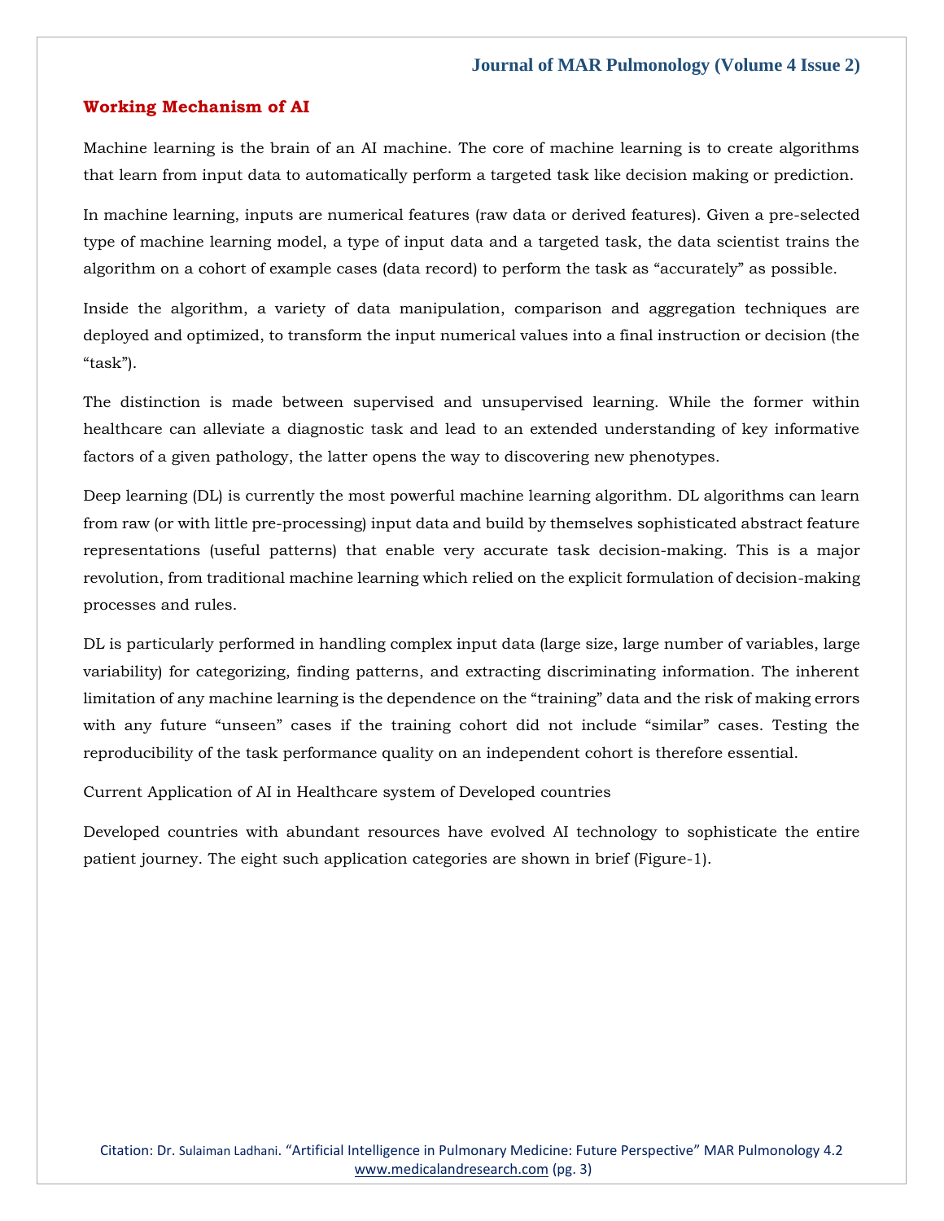## Working Mechanism of AI

Machine learning is the brain of an AI machine. The core of machine learning is to create algorithms that learn from input data to automatically perform a targeted task like decision making or prediction.

In machine learning, inputs are numerical features (raw data or derived features). Given a pre-selected type of machine learning model, a type of input data and a targeted task, the data scientist trains the algorithm on a cohort of example cases (data record) to perform the task as "accurately" as possible.

Inside the algorithm, a variety of data manipulation, comparison and aggregation techniques are deployed and optimized, to transform the input numerical values into a final instruction or decision (the "task").

The distinction is made between supervised and unsupervised learning. While the former within healthcare can alleviate a diagnostic task and lead to an extended understanding of key informative factors of a given pathology, the latter opens the way to discovering new phenotypes.

Deep learning (DL) is currently the most powerful machine learning algorithm. DL algorithms can learn from raw (or with little pre-processing) input data and build by themselves sophisticated abstract feature representations (useful patterns) that enable very accurate task decision-making. This is a major revolution, from traditional machine learning which relied on the explicit formulation of decision-making processes and rules.

DL is particularly performed in handling complex input data (large size, large number of variables, large variability) for categorizing, finding patterns, and extracting discriminating information. The inherent limitation of any machine learning is the dependence on the "training" data and the risk of making errors with any future "unseen" cases if the training cohort did not include "similar" cases. Testing the reproducibility of the task performance quality on an independent cohort is therefore essential.

Current Application of AI in Healthcare system of Developed countries

Developed countries with abundant resources have evolved AI technology to sophisticate the entire patient journey. The eight such application categories are shown in brief (Figure-1).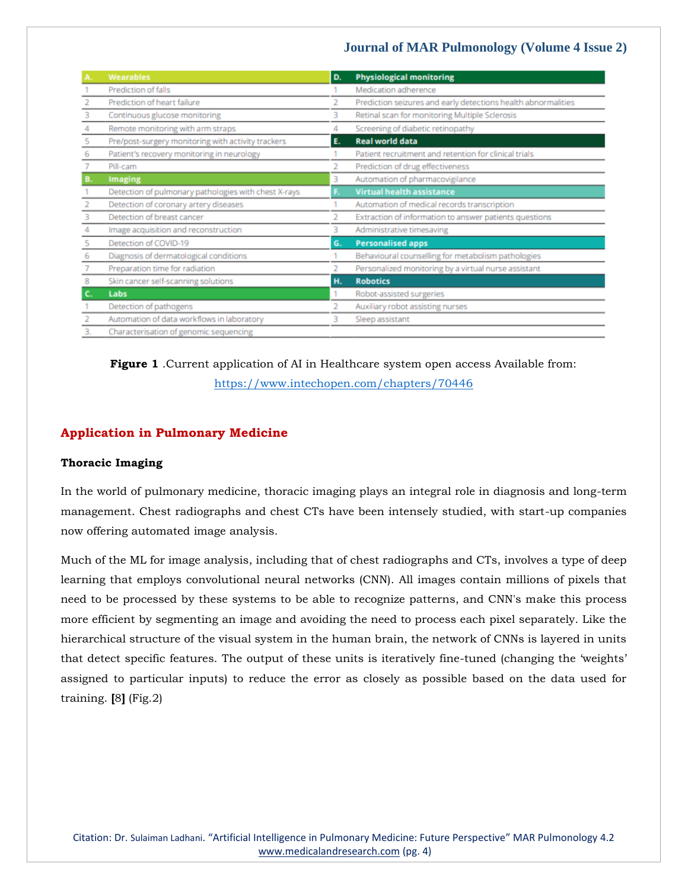| A. | Wearables | D. | Physiological monitoring |
|---|---|---|---|
| 1 | Prediction of falls | 1 | Medication adherence |
| 2 | Prediction of heart failure | 2 | Prediction seizures and early detections health abnormalities |
| 3 | Continuous glucose monitoring | 3 | Retinal scan for monitoring Multiple Sclerosis |
| 4 | Remote monitoring with arm straps | 4 | Screening of diabetic retinopathy |
| 5 | Pre/post-surgery monitoring with activity trackers | **E.** | **Real world data** |
| 6 | Patient's recovery monitoring in neurology | 1 | Patient recruitment and retention for clinical trials |
| 7 | Pill-cam | 2 | Prediction of drug effectiveness |
| **B.** | **Imaging** | 3 | Automation of pharmacovigilance |
| 1 | Detection of pulmonary pathologies with chest X-rays | **F.** | **Virtual health assistance** |
| 2 | Detection of coronary artery diseases | 1 | Automation of medical records transcription |
| 3 | Detection of breast cancer | 2 | Extraction of information to answer patients questions |
| 4 | Image acquisition and reconstruction | 3 | Administrative timesaving |
| 5 | Detection of COVID-19 | **G.** | **Personalised apps** |
| 6 | Diagnosis of dermatological conditions | 1 | Behavioural counselling for metabolism pathologies |
| 7 | Preparation time for radiation | 2 | Personalized monitoring by a virtual nurse assistant |
| 8 | Skin cancer self-scanning solutions | **H.** | **Robotics** |
| **C.** | **Labs** | 1 | Robot-assisted surgeries |
| 1 | Detection of pathogens | 2 | Auxiliary robot assisting nurses |
| 2 | Automation of data workflows in laboratory | 3 | Sleep assistant |
| 3. | Characterisation of genomic sequencing | | |

**Figure 1** .Current application of AI in Healthcare system open access Available from: https://www.intechopen.com/chapters/70446

## Application in Pulmonary Medicine

### Thoracic Imaging

In the world of pulmonary medicine, thoracic imaging plays an integral role in diagnosis and long-term management. Chest radiographs and chest CTs have been intensely studied, with start-up companies now offering automated image analysis.

Much of the ML for image analysis, including that of chest radiographs and CTs, involves a type of deep learning that employs convolutional neural networks (CNN). All images contain millions of pixels that need to be processed by these systems to be able to recognize patterns, and CNN's make this process more efficient by segmenting an image and avoiding the need to process each pixel separately. Like the hierarchical structure of the visual system in the human brain, the network of CNNs is layered in units that detect specific features. The output of these units is iteratively fine-tuned (changing the 'weights' assigned to particular inputs) to reduce the error as closely as possible based on the data used for training. **[**8**]** (Fig.2)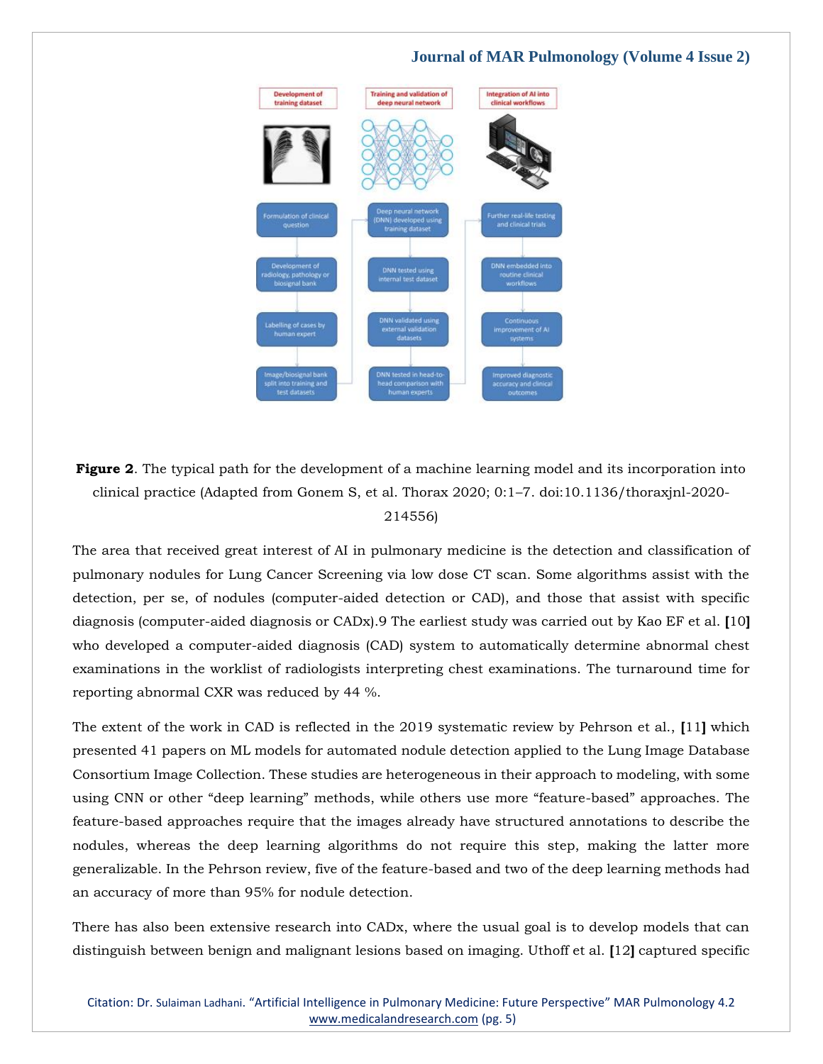**Figure 2**. The typical path for the development of a machine learning model and its incorporation into clinical practice (Adapted from Gonem S, et al. Thorax 2020; 0:1–7. doi:10.1136/thoraxjnl-2020-214556)

The area that received great interest of AI in pulmonary medicine is the detection and classification of pulmonary nodules for Lung Cancer Screening via low dose CT scan. Some algorithms assist with the detection, per se, of nodules (computer-aided detection or CAD), and those that assist with specific diagnosis (computer-aided diagnosis or CADx).9 The earliest study was carried out by Kao EF et al. **[**10**]** who developed a computer-aided diagnosis (CAD) system to automatically determine abnormal chest examinations in the worklist of radiologists interpreting chest examinations. The turnaround time for reporting abnormal CXR was reduced by 44 %.

The extent of the work in CAD is reflected in the 2019 systematic review by Pehrson et al., **[**11**]** which presented 41 papers on ML models for automated nodule detection applied to the Lung Image Database Consortium Image Collection. These studies are heterogeneous in their approach to modeling, with some using CNN or other "deep learning" methods, while others use more "feature-based" approaches. The feature-based approaches require that the images already have structured annotations to describe the nodules, whereas the deep learning algorithms do not require this step, making the latter more generalizable. In the Pehrson review, five of the feature-based and two of the deep learning methods had an accuracy of more than 95% for nodule detection.

There has also been extensive research into CADx, where the usual goal is to develop models that can distinguish between benign and malignant lesions based on imaging. Uthoff et al. **[**12**]** captured specific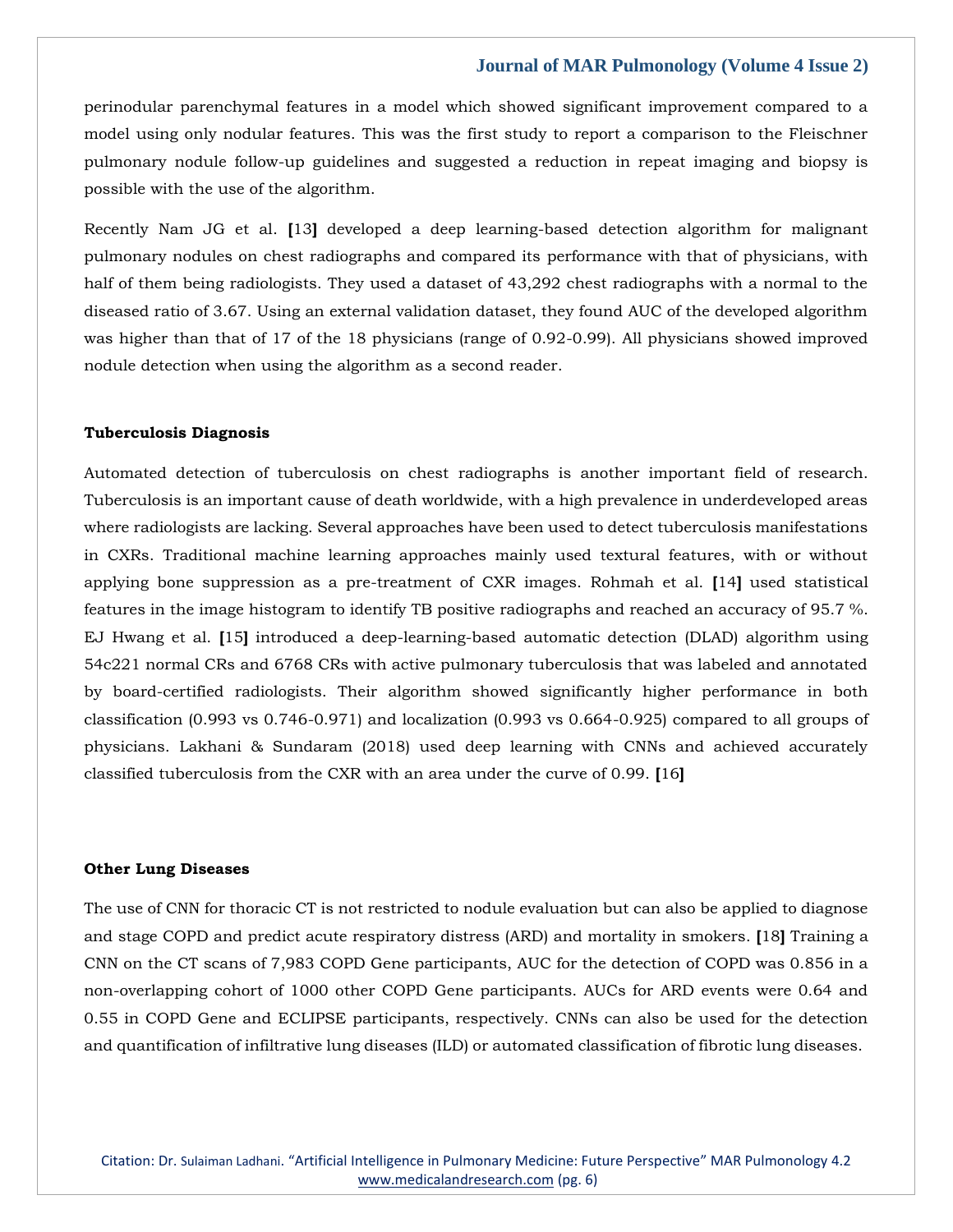perinodular parenchymal features in a model which showed significant improvement compared to a model using only nodular features. This was the first study to report a comparison to the Fleischner pulmonary nodule follow-up guidelines and suggested a reduction in repeat imaging and biopsy is possible with the use of the algorithm.

Recently Nam JG et al. [13] developed a deep learning-based detection algorithm for malignant pulmonary nodules on chest radiographs and compared its performance with that of physicians, with half of them being radiologists. They used a dataset of 43,292 chest radiographs with a normal to the diseased ratio of 3.67. Using an external validation dataset, they found AUC of the developed algorithm was higher than that of 17 of the 18 physicians (range of 0.92-0.99). All physicians showed improved nodule detection when using the algorithm as a second reader.

**Tuberculosis Diagnosis**

Automated detection of tuberculosis on chest radiographs is another important field of research. Tuberculosis is an important cause of death worldwide, with a high prevalence in underdeveloped areas where radiologists are lacking. Several approaches have been used to detect tuberculosis manifestations in CXRs. Traditional machine learning approaches mainly used textural features, with or without applying bone suppression as a pre-treatment of CXR images. Rohmah et al. [14] used statistical features in the image histogram to identify TB positive radiographs and reached an accuracy of 95.7 %. EJ Hwang et al. [15] introduced a deep-learning-based automatic detection (DLAD) algorithm using 54c221 normal CRs and 6768 CRs with active pulmonary tuberculosis that was labeled and annotated by board-certified radiologists. Their algorithm showed significantly higher performance in both classification (0.993 vs 0.746-0.971) and localization (0.993 vs 0.664-0.925) compared to all groups of physicians. Lakhani & Sundaram (2018) used deep learning with CNNs and achieved accurately classified tuberculosis from the CXR with an area under the curve of 0.99. [16]

**Other Lung Diseases**

The use of CNN for thoracic CT is not restricted to nodule evaluation but can also be applied to diagnose and stage COPD and predict acute respiratory distress (ARD) and mortality in smokers. [18] Training a CNN on the CT scans of 7,983 COPD Gene participants, AUC for the detection of COPD was 0.856 in a non-overlapping cohort of 1000 other COPD Gene participants. AUCs for ARD events were 0.64 and 0.55 in COPD Gene and ECLIPSE participants, respectively. CNNs can also be used for the detection and quantification of infiltrative lung diseases (ILD) or automated classification of fibrotic lung diseases.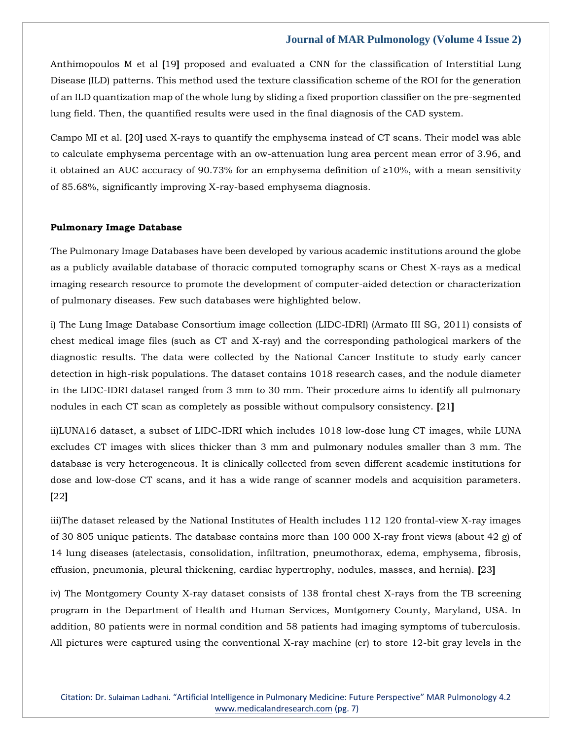Anthimopoulos M et al [19] proposed and evaluated a CNN for the classification of Interstitial Lung Disease (ILD) patterns. This method used the texture classification scheme of the ROI for the generation of an ILD quantization map of the whole lung by sliding a fixed proportion classifier on the pre-segmented lung field. Then, the quantified results were used in the final diagnosis of the CAD system.

Campo MI et al. [20] used X-rays to quantify the emphysema instead of CT scans. Their model was able to calculate emphysema percentage with an ow-attenuation lung area percent mean error of 3.96, and it obtained an AUC accuracy of 90.73% for an emphysema definition of ≥10%, with a mean sensitivity of 85.68%, significantly improving X-ray-based emphysema diagnosis.

**Pulmonary Image Database**

The Pulmonary Image Databases have been developed by various academic institutions around the globe as a publicly available database of thoracic computed tomography scans or Chest X-rays as a medical imaging research resource to promote the development of computer-aided detection or characterization of pulmonary diseases. Few such databases were highlighted below.

i) The Lung Image Database Consortium image collection (LIDC-IDRI) (Armato III SG, 2011) consists of chest medical image files (such as CT and X-ray) and the corresponding pathological markers of the diagnostic results. The data were collected by the National Cancer Institute to study early cancer detection in high-risk populations. The dataset contains 1018 research cases, and the nodule diameter in the LIDC-IDRI dataset ranged from 3 mm to 30 mm. Their procedure aims to identify all pulmonary nodules in each CT scan as completely as possible without compulsory consistency. [21]

ii)LUNA16 dataset, a subset of LIDC-IDRI which includes 1018 low-dose lung CT images, while LUNA excludes CT images with slices thicker than 3 mm and pulmonary nodules smaller than 3 mm. The database is very heterogeneous. It is clinically collected from seven different academic institutions for dose and low-dose CT scans, and it has a wide range of scanner models and acquisition parameters. [22]

iii)The dataset released by the National Institutes of Health includes 112 120 frontal-view X-ray images of 30 805 unique patients. The database contains more than 100 000 X-ray front views (about 42 g) of 14 lung diseases (atelectasis, consolidation, infiltration, pneumothorax, edema, emphysema, fibrosis, effusion, pneumonia, pleural thickening, cardiac hypertrophy, nodules, masses, and hernia). [23]

iv) The Montgomery County X-ray dataset consists of 138 frontal chest X-rays from the TB screening program in the Department of Health and Human Services, Montgomery County, Maryland, USA. In addition, 80 patients were in normal condition and 58 patients had imaging symptoms of tuberculosis. All pictures were captured using the conventional X-ray machine (cr) to store 12-bit gray levels in the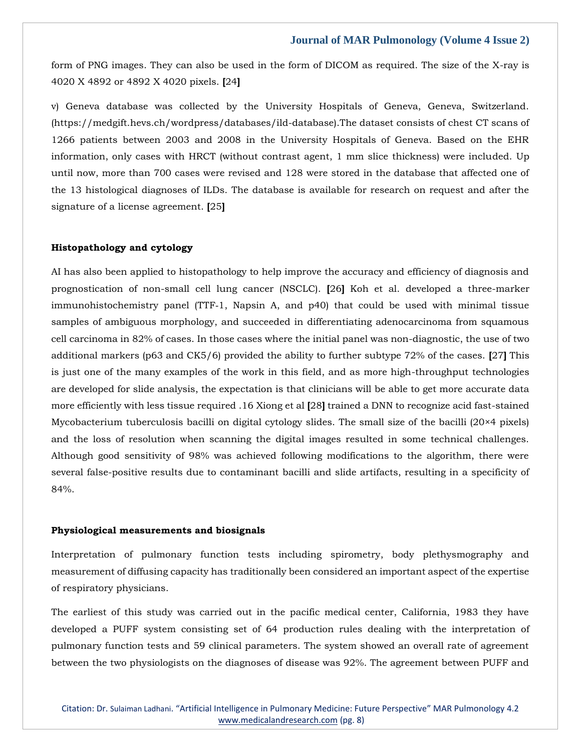form of PNG images. They can also be used in the form of DICOM as required. The size of the X-ray is 4020 X 4892 or 4892 X 4020 pixels. [24]

v) Geneva database was collected by the University Hospitals of Geneva, Geneva, Switzerland. (https://medgift.hevs.ch/wordpress/databases/ild-database).The dataset consists of chest CT scans of 1266 patients between 2003 and 2008 in the University Hospitals of Geneva. Based on the EHR information, only cases with HRCT (without contrast agent, 1 mm slice thickness) were included. Up until now, more than 700 cases were revised and 128 were stored in the database that affected one of the 13 histological diagnoses of ILDs. The database is available for research on request and after the signature of a license agreement. [25]

**Histopathology and cytology**

AI has also been applied to histopathology to help improve the accuracy and efficiency of diagnosis and prognostication of non-small cell lung cancer (NSCLC). [26] Koh et al. developed a three-marker immunohistochemistry panel (TTF-1, Napsin A, and p40) that could be used with minimal tissue samples of ambiguous morphology, and succeeded in differentiating adenocarcinoma from squamous cell carcinoma in 82% of cases. In those cases where the initial panel was non-diagnostic, the use of two additional markers (p63 and CK5/6) provided the ability to further subtype 72% of the cases. [27] This is just one of the many examples of the work in this field, and as more high-throughput technologies are developed for slide analysis, the expectation is that clinicians will be able to get more accurate data more efficiently with less tissue required .16 Xiong et al [28] trained a DNN to recognize acid fast-stained Mycobacterium tuberculosis bacilli on digital cytology slides. The small size of the bacilli (20×4 pixels) and the loss of resolution when scanning the digital images resulted in some technical challenges. Although good sensitivity of 98% was achieved following modifications to the algorithm, there were several false-positive results due to contaminant bacilli and slide artifacts, resulting in a specificity of 84%.

**Physiological measurements and biosignals**

Interpretation of pulmonary function tests including spirometry, body plethysmography and measurement of diffusing capacity has traditionally been considered an important aspect of the expertise of respiratory physicians.

The earliest of this study was carried out in the pacific medical center, California, 1983 they have developed a PUFF system consisting set of 64 production rules dealing with the interpretation of pulmonary function tests and 59 clinical parameters. The system showed an overall rate of agreement between the two physiologists on the diagnoses of disease was 92%. The agreement between PUFF and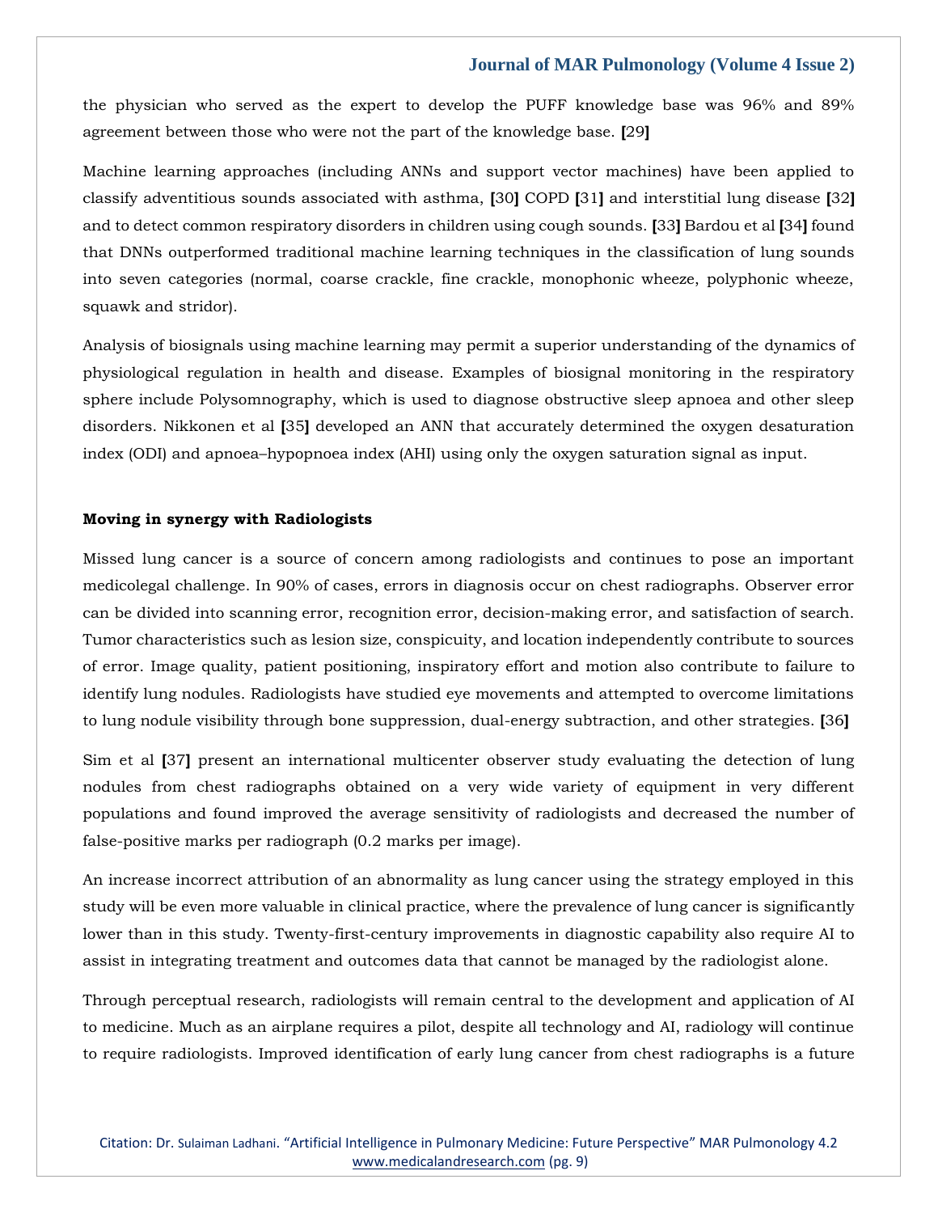the physician who served as the expert to develop the PUFF knowledge base was 96% and 89% agreement between those who were not the part of the knowledge base. [29]

Machine learning approaches (including ANNs and support vector machines) have been applied to classify adventitious sounds associated with asthma, [30] COPD [31] and interstitial lung disease [32] and to detect common respiratory disorders in children using cough sounds. [33] Bardou et al [34] found that DNNs outperformed traditional machine learning techniques in the classification of lung sounds into seven categories (normal, coarse crackle, fine crackle, monophonic wheeze, polyphonic wheeze, squawk and stridor).

Analysis of biosignals using machine learning may permit a superior understanding of the dynamics of physiological regulation in health and disease. Examples of biosignal monitoring in the respiratory sphere include Polysomnography, which is used to diagnose obstructive sleep apnoea and other sleep disorders. Nikkonen et al [35] developed an ANN that accurately determined the oxygen desaturation index (ODI) and apnoea–hypopnoea index (AHI) using only the oxygen saturation signal as input.

### Moving in synergy with Radiologists

Missed lung cancer is a source of concern among radiologists and continues to pose an important medicolegal challenge. In 90% of cases, errors in diagnosis occur on chest radiographs. Observer error can be divided into scanning error, recognition error, decision-making error, and satisfaction of search. Tumor characteristics such as lesion size, conspicuity, and location independently contribute to sources of error. Image quality, patient positioning, inspiratory effort and motion also contribute to failure to identify lung nodules. Radiologists have studied eye movements and attempted to overcome limitations to lung nodule visibility through bone suppression, dual-energy subtraction, and other strategies. [36]

Sim et al [37] present an international multicenter observer study evaluating the detection of lung nodules from chest radiographs obtained on a very wide variety of equipment in very different populations and found improved the average sensitivity of radiologists and decreased the number of false-positive marks per radiograph (0.2 marks per image).

An increase incorrect attribution of an abnormality as lung cancer using the strategy employed in this study will be even more valuable in clinical practice, where the prevalence of lung cancer is significantly lower than in this study. Twenty-first-century improvements in diagnostic capability also require AI to assist in integrating treatment and outcomes data that cannot be managed by the radiologist alone.

Through perceptual research, radiologists will remain central to the development and application of AI to medicine. Much as an airplane requires a pilot, despite all technology and AI, radiology will continue to require radiologists. Improved identification of early lung cancer from chest radiographs is a future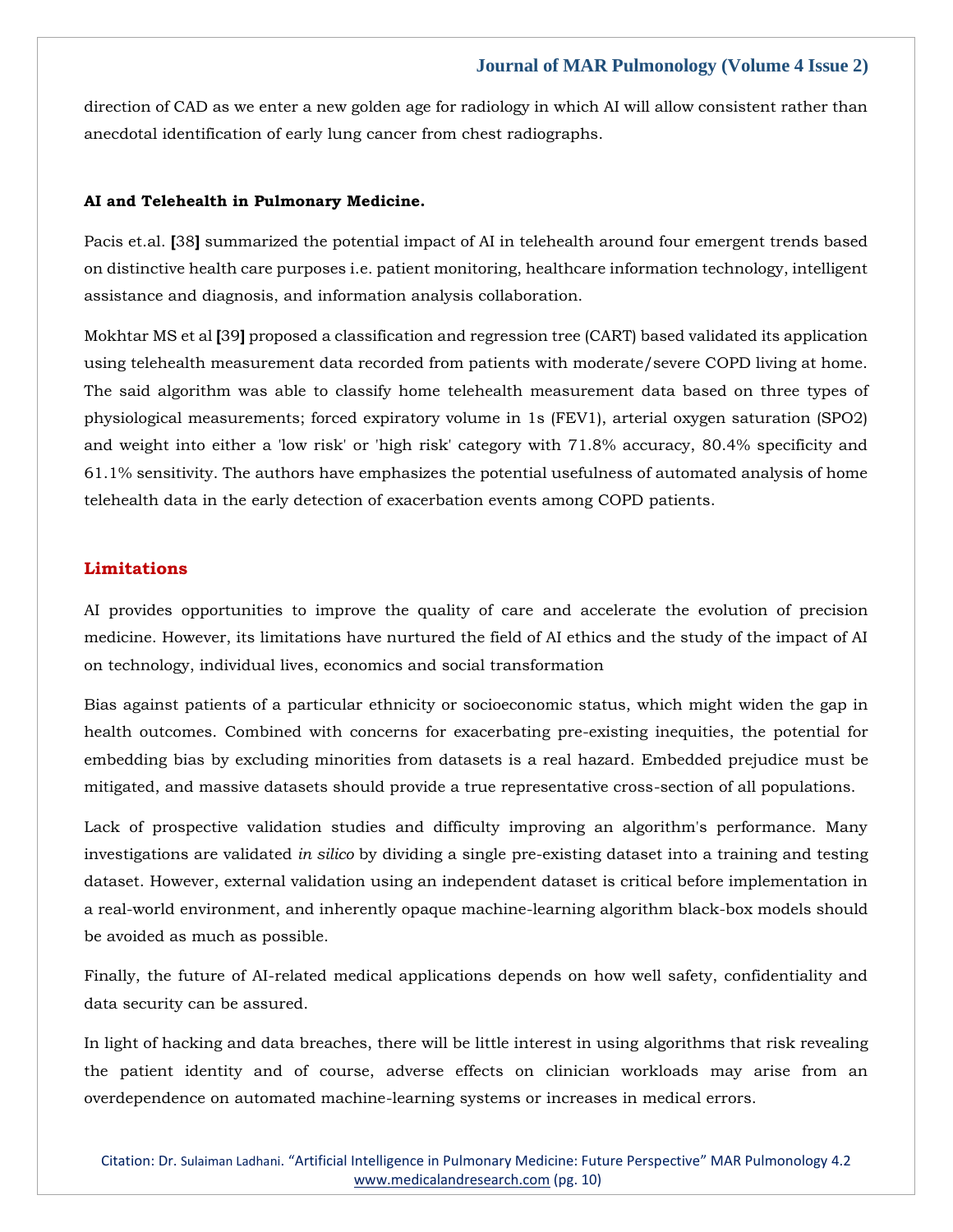direction of CAD as we enter a new golden age for radiology in which AI will allow consistent rather than anecdotal identification of early lung cancer from chest radiographs.

**AI and Telehealth in Pulmonary Medicine.**

Pacis et.al. **[**38**]** summarized the potential impact of AI in telehealth around four emergent trends based on distinctive health care purposes i.e. patient monitoring, healthcare information technology, intelligent assistance and diagnosis, and information analysis collaboration.

Mokhtar MS et al **[**39**]** proposed a classification and regression tree (CART) based validated its application using telehealth measurement data recorded from patients with moderate/severe COPD living at home. The said algorithm was able to classify home telehealth measurement data based on three types of physiological measurements; forced expiratory volume in 1s (FEV1), arterial oxygen saturation (SPO2) and weight into either a 'low risk' or 'high risk' category with 71.8% accuracy, 80.4% specificity and 61.1% sensitivity. The authors have emphasizes the potential usefulness of automated analysis of home telehealth data in the early detection of exacerbation events among COPD patients.

## Limitations

AI provides opportunities to improve the quality of care and accelerate the evolution of precision medicine. However, its limitations have nurtured the field of AI ethics and the study of the impact of AI on technology, individual lives, economics and social transformation

Bias against patients of a particular ethnicity or socioeconomic status, which might widen the gap in health outcomes. Combined with concerns for exacerbating pre-existing inequities, the potential for embedding bias by excluding minorities from datasets is a real hazard. Embedded prejudice must be mitigated, and massive datasets should provide a true representative cross-section of all populations.

Lack of prospective validation studies and difficulty improving an algorithm's performance. Many investigations are validated *in silico* by dividing a single pre-existing dataset into a training and testing dataset. However, external validation using an independent dataset is critical before implementation in a real-world environment, and inherently opaque machine-learning algorithm black-box models should be avoided as much as possible.

Finally, the future of AI-related medical applications depends on how well safety, confidentiality and data security can be assured.

In light of hacking and data breaches, there will be little interest in using algorithms that risk revealing the patient identity and of course, adverse effects on clinician workloads may arise from an overdependence on automated machine-learning systems or increases in medical errors.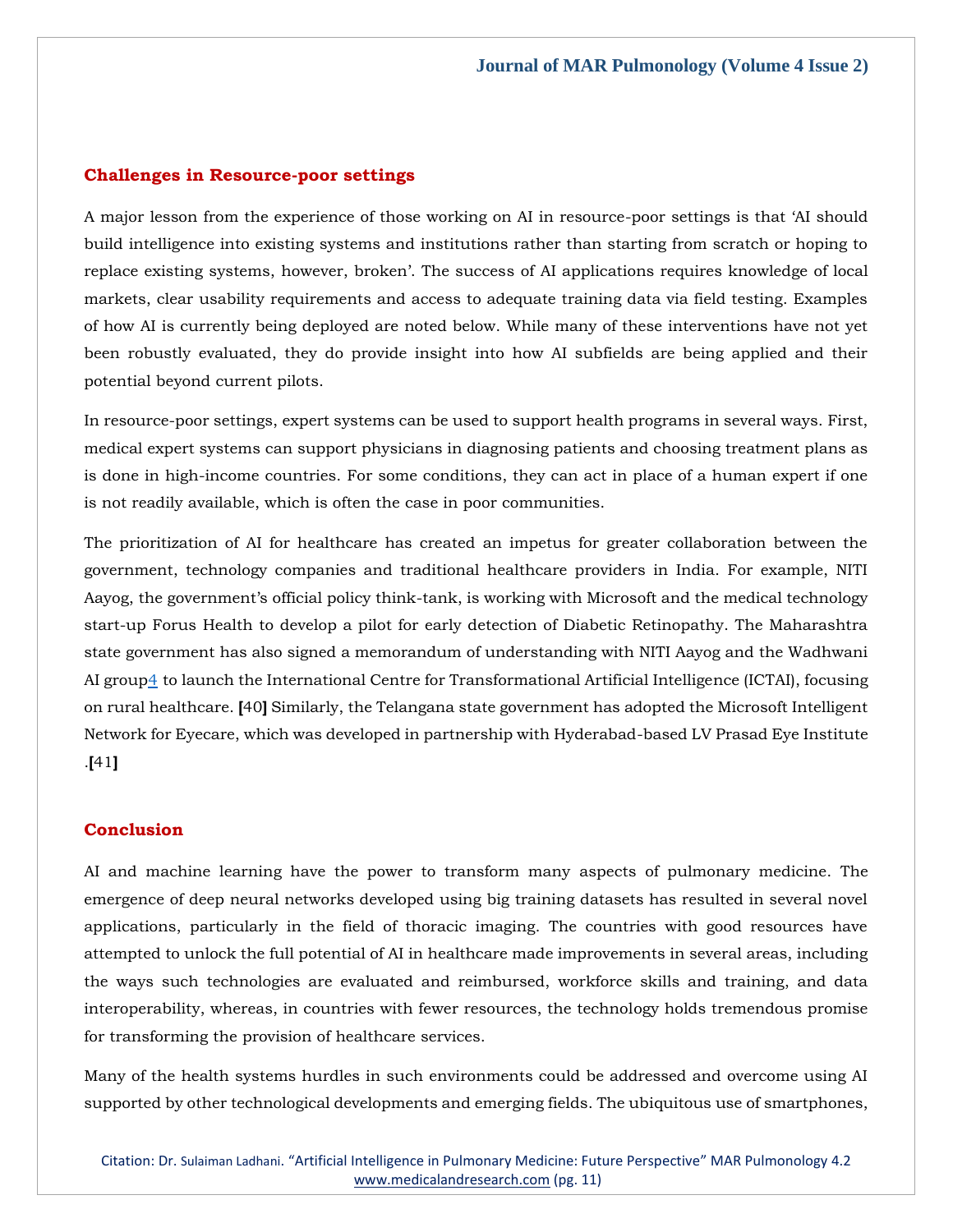## Challenges in Resource-poor settings

A major lesson from the experience of those working on AI in resource-poor settings is that 'AI should build intelligence into existing systems and institutions rather than starting from scratch or hoping to replace existing systems, however, broken'. The success of AI applications requires knowledge of local markets, clear usability requirements and access to adequate training data via field testing. Examples of how AI is currently being deployed are noted below. While many of these interventions have not yet been robustly evaluated, they do provide insight into how AI subfields are being applied and their potential beyond current pilots.

In resource-poor settings, expert systems can be used to support health programs in several ways. First, medical expert systems can support physicians in diagnosing patients and choosing treatment plans as is done in high-income countries. For some conditions, they can act in place of a human expert if one is not readily available, which is often the case in poor communities.

The prioritization of AI for healthcare has created an impetus for greater collaboration between the government, technology companies and traditional healthcare providers in India. For example, NITI Aayog, the government's official policy think-tank, is working with Microsoft and the medical technology start-up Forus Health to develop a pilot for early detection of Diabetic Retinopathy. The Maharashtra state government has also signed a memorandum of understanding with NITI Aayog and the Wadhwani AI group4 to launch the International Centre for Transformational Artificial Intelligence (ICTAI), focusing on rural healthcare. [40] Similarly, the Telangana state government has adopted the Microsoft Intelligent Network for Eyecare, which was developed in partnership with Hyderabad-based LV Prasad Eye Institute .[41]

## Conclusion

AI and machine learning have the power to transform many aspects of pulmonary medicine. The emergence of deep neural networks developed using big training datasets has resulted in several novel applications, particularly in the field of thoracic imaging. The countries with good resources have attempted to unlock the full potential of AI in healthcare made improvements in several areas, including the ways such technologies are evaluated and reimbursed, workforce skills and training, and data interoperability, whereas, in countries with fewer resources, the technology holds tremendous promise for transforming the provision of healthcare services.

Many of the health systems hurdles in such environments could be addressed and overcome using AI supported by other technological developments and emerging fields. The ubiquitous use of smartphones,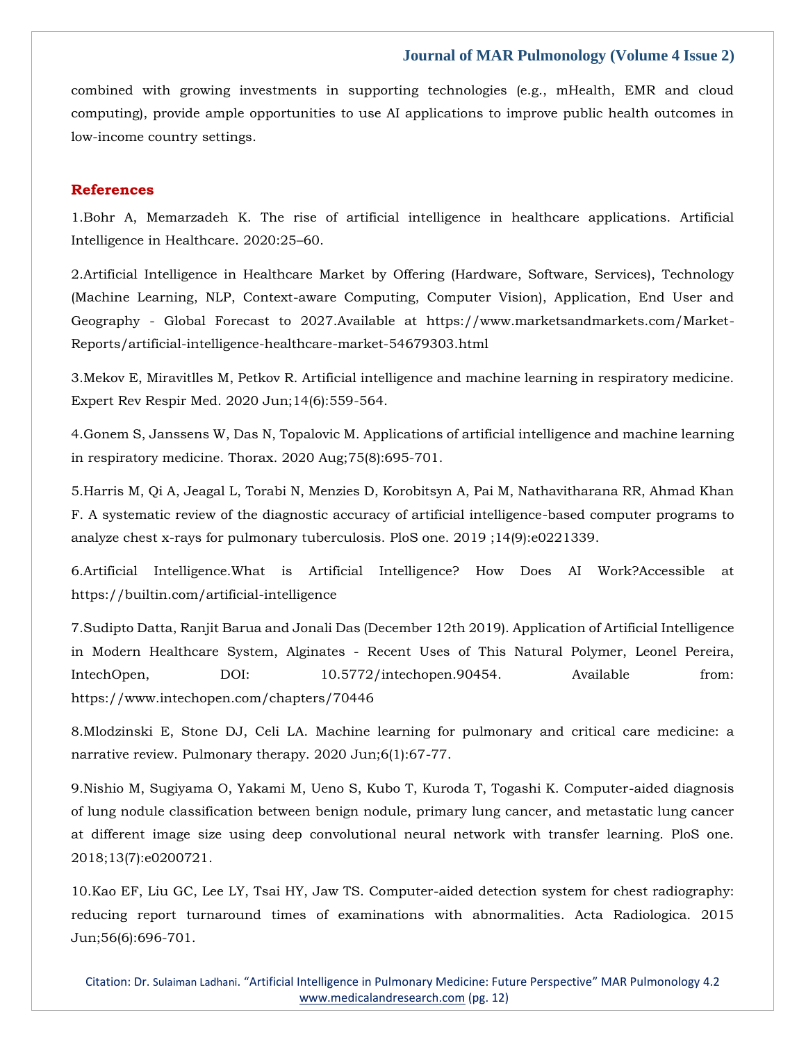combined with growing investments in supporting technologies (e.g., mHealth, EMR and cloud computing), provide ample opportunities to use AI applications to improve public health outcomes in low-income country settings.

## References

1.Bohr A, Memarzadeh K. The rise of artificial intelligence in healthcare applications. Artificial Intelligence in Healthcare. 2020:25–60.

2.Artificial Intelligence in Healthcare Market by Offering (Hardware, Software, Services), Technology (Machine Learning, NLP, Context-aware Computing, Computer Vision), Application, End User and Geography - Global Forecast to 2027.Available at https://www.marketsandmarkets.com/Market-Reports/artificial-intelligence-healthcare-market-54679303.html

3.Mekov E, Miravitlles M, Petkov R. Artificial intelligence and machine learning in respiratory medicine. Expert Rev Respir Med. 2020 Jun;14(6):559-564.

4.Gonem S, Janssens W, Das N, Topalovic M. Applications of artificial intelligence and machine learning in respiratory medicine. Thorax. 2020 Aug;75(8):695-701.

5.Harris M, Qi A, Jeagal L, Torabi N, Menzies D, Korobitsyn A, Pai M, Nathavitharana RR, Ahmad Khan F. A systematic review of the diagnostic accuracy of artificial intelligence-based computer programs to analyze chest x-rays for pulmonary tuberculosis. PloS one. 2019 ;14(9):e0221339.

6.Artificial Intelligence.What is Artificial Intelligence? How Does AI Work?Accessible at https://builtin.com/artificial-intelligence

7.Sudipto Datta, Ranjit Barua and Jonali Das (December 12th 2019). Application of Artificial Intelligence in Modern Healthcare System, Alginates - Recent Uses of This Natural Polymer, Leonel Pereira, IntechOpen, DOI: 10.5772/intechopen.90454. Available from: https://www.intechopen.com/chapters/70446

8.Mlodzinski E, Stone DJ, Celi LA. Machine learning for pulmonary and critical care medicine: a narrative review. Pulmonary therapy. 2020 Jun;6(1):67-77.

9.Nishio M, Sugiyama O, Yakami M, Ueno S, Kubo T, Kuroda T, Togashi K. Computer-aided diagnosis of lung nodule classification between benign nodule, primary lung cancer, and metastatic lung cancer at different image size using deep convolutional neural network with transfer learning. PloS one. 2018;13(7):e0200721.

10.Kao EF, Liu GC, Lee LY, Tsai HY, Jaw TS. Computer-aided detection system for chest radiography: reducing report turnaround times of examinations with abnormalities. Acta Radiologica. 2015 Jun;56(6):696-701.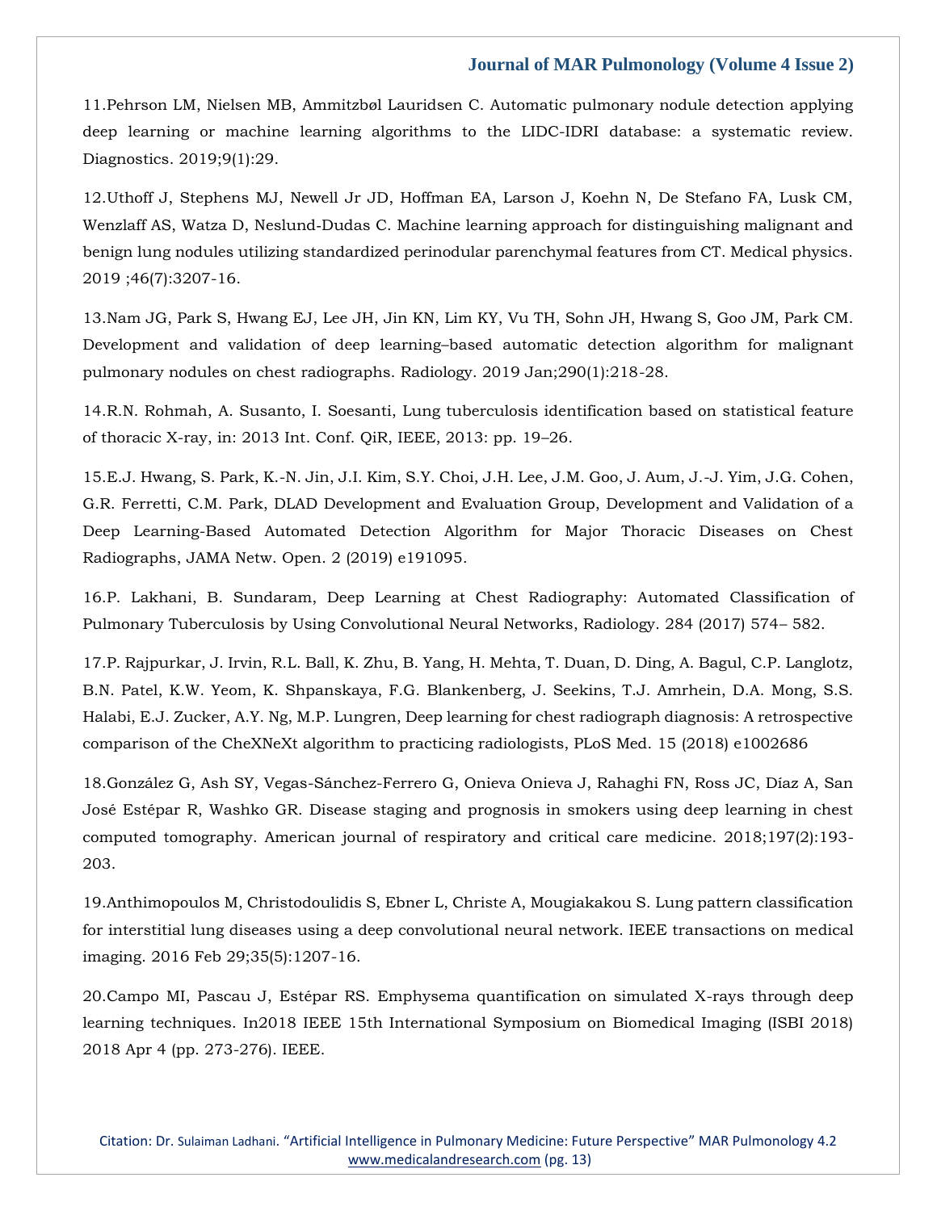11.Pehrson LM, Nielsen MB, Ammitzbøl Lauridsen C. Automatic pulmonary nodule detection applying deep learning or machine learning algorithms to the LIDC-IDRI database: a systematic review. Diagnostics. 2019;9(1):29.

12.Uthoff J, Stephens MJ, Newell Jr JD, Hoffman EA, Larson J, Koehn N, De Stefano FA, Lusk CM, Wenzlaff AS, Watza D, Neslund-Dudas C. Machine learning approach for distinguishing malignant and benign lung nodules utilizing standardized perinodular parenchymal features from CT. Medical physics. 2019 ;46(7):3207-16.

13.Nam JG, Park S, Hwang EJ, Lee JH, Jin KN, Lim KY, Vu TH, Sohn JH, Hwang S, Goo JM, Park CM. Development and validation of deep learning–based automatic detection algorithm for malignant pulmonary nodules on chest radiographs. Radiology. 2019 Jan;290(1):218-28.

14.R.N. Rohmah, A. Susanto, I. Soesanti, Lung tuberculosis identification based on statistical feature of thoracic X-ray, in: 2013 Int. Conf. QiR, IEEE, 2013: pp. 19–26.

15.E.J. Hwang, S. Park, K.-N. Jin, J.I. Kim, S.Y. Choi, J.H. Lee, J.M. Goo, J. Aum, J.-J. Yim, J.G. Cohen, G.R. Ferretti, C.M. Park, DLAD Development and Evaluation Group, Development and Validation of a Deep Learning-Based Automated Detection Algorithm for Major Thoracic Diseases on Chest Radiographs, JAMA Netw. Open. 2 (2019) e191095.

16.P. Lakhani, B. Sundaram, Deep Learning at Chest Radiography: Automated Classification of Pulmonary Tuberculosis by Using Convolutional Neural Networks, Radiology. 284 (2017) 574– 582.

17.P. Rajpurkar, J. Irvin, R.L. Ball, K. Zhu, B. Yang, H. Mehta, T. Duan, D. Ding, A. Bagul, C.P. Langlotz, B.N. Patel, K.W. Yeom, K. Shpanskaya, F.G. Blankenberg, J. Seekins, T.J. Amrhein, D.A. Mong, S.S. Halabi, E.J. Zucker, A.Y. Ng, M.P. Lungren, Deep learning for chest radiograph diagnosis: A retrospective comparison of the CheXNeXt algorithm to practicing radiologists, PLoS Med. 15 (2018) e1002686

18.González G, Ash SY, Vegas-Sánchez-Ferrero G, Onieva Onieva J, Rahaghi FN, Ross JC, Díaz A, San José Estépar R, Washko GR. Disease staging and prognosis in smokers using deep learning in chest computed tomography. American journal of respiratory and critical care medicine. 2018;197(2):193-203.

19.Anthimopoulos M, Christodoulidis S, Ebner L, Christe A, Mougiakakou S. Lung pattern classification for interstitial lung diseases using a deep convolutional neural network. IEEE transactions on medical imaging. 2016 Feb 29;35(5):1207-16.

20.Campo MI, Pascau J, Estépar RS. Emphysema quantification on simulated X-rays through deep learning techniques. In2018 IEEE 15th International Symposium on Biomedical Imaging (ISBI 2018) 2018 Apr 4 (pp. 273-276). IEEE.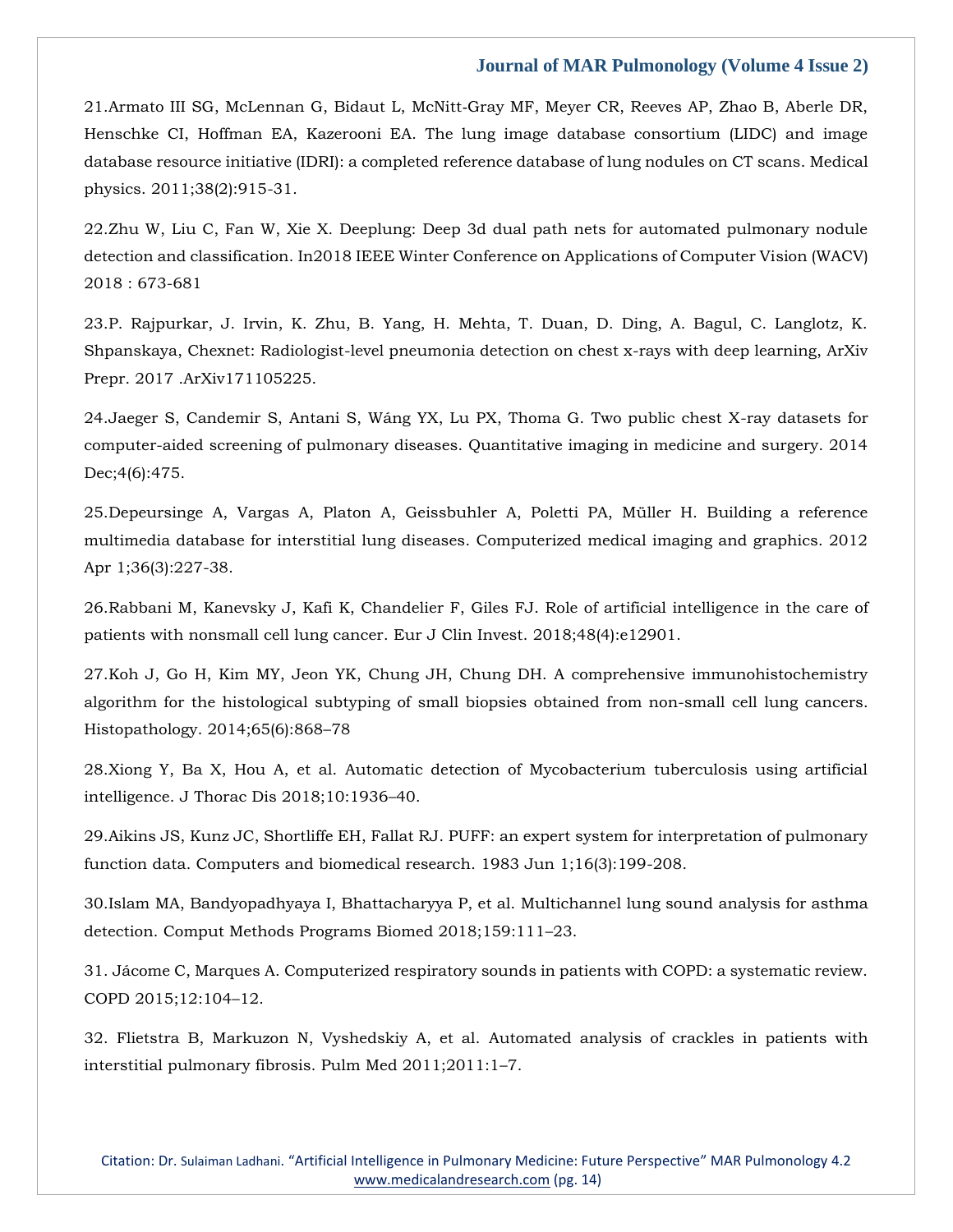21.Armato III SG, McLennan G, Bidaut L, McNitt-Gray MF, Meyer CR, Reeves AP, Zhao B, Aberle DR, Henschke CI, Hoffman EA, Kazerooni EA. The lung image database consortium (LIDC) and image database resource initiative (IDRI): a completed reference database of lung nodules on CT scans. Medical physics. 2011;38(2):915-31.

22.Zhu W, Liu C, Fan W, Xie X. Deeplung: Deep 3d dual path nets for automated pulmonary nodule detection and classification. In2018 IEEE Winter Conference on Applications of Computer Vision (WACV) 2018 : 673-681

23.P. Rajpurkar, J. Irvin, K. Zhu, B. Yang, H. Mehta, T. Duan, D. Ding, A. Bagul, C. Langlotz, K. Shpanskaya, Chexnet: Radiologist-level pneumonia detection on chest x-rays with deep learning, ArXiv Prepr. 2017 .ArXiv171105225.

24.Jaeger S, Candemir S, Antani S, Wáng YX, Lu PX, Thoma G. Two public chest X-ray datasets for computer-aided screening of pulmonary diseases. Quantitative imaging in medicine and surgery. 2014 Dec;4(6):475.

25.Depeursinge A, Vargas A, Platon A, Geissbuhler A, Poletti PA, Müller H. Building a reference multimedia database for interstitial lung diseases. Computerized medical imaging and graphics. 2012 Apr 1;36(3):227-38.

26.Rabbani M, Kanevsky J, Kafi K, Chandelier F, Giles FJ. Role of artificial intelligence in the care of patients with nonsmall cell lung cancer. Eur J Clin Invest. 2018;48(4):e12901.

27.Koh J, Go H, Kim MY, Jeon YK, Chung JH, Chung DH. A comprehensive immunohistochemistry algorithm for the histological subtyping of small biopsies obtained from non-small cell lung cancers. Histopathology. 2014;65(6):868–78

28.Xiong Y, Ba X, Hou A, et al. Automatic detection of Mycobacterium tuberculosis using artificial intelligence. J Thorac Dis 2018;10:1936–40.

29.Aikins JS, Kunz JC, Shortliffe EH, Fallat RJ. PUFF: an expert system for interpretation of pulmonary function data. Computers and biomedical research. 1983 Jun 1;16(3):199-208.

30.Islam MA, Bandyopadhyaya I, Bhattacharyya P, et al. Multichannel lung sound analysis for asthma detection. Comput Methods Programs Biomed 2018;159:111–23.

31. Jácome C, Marques A. Computerized respiratory sounds in patients with COPD: a systematic review. COPD 2015;12:104–12.

32. Flietstra B, Markuzon N, Vyshedskiy A, et al. Automated analysis of crackles in patients with interstitial pulmonary fibrosis. Pulm Med 2011;2011:1–7.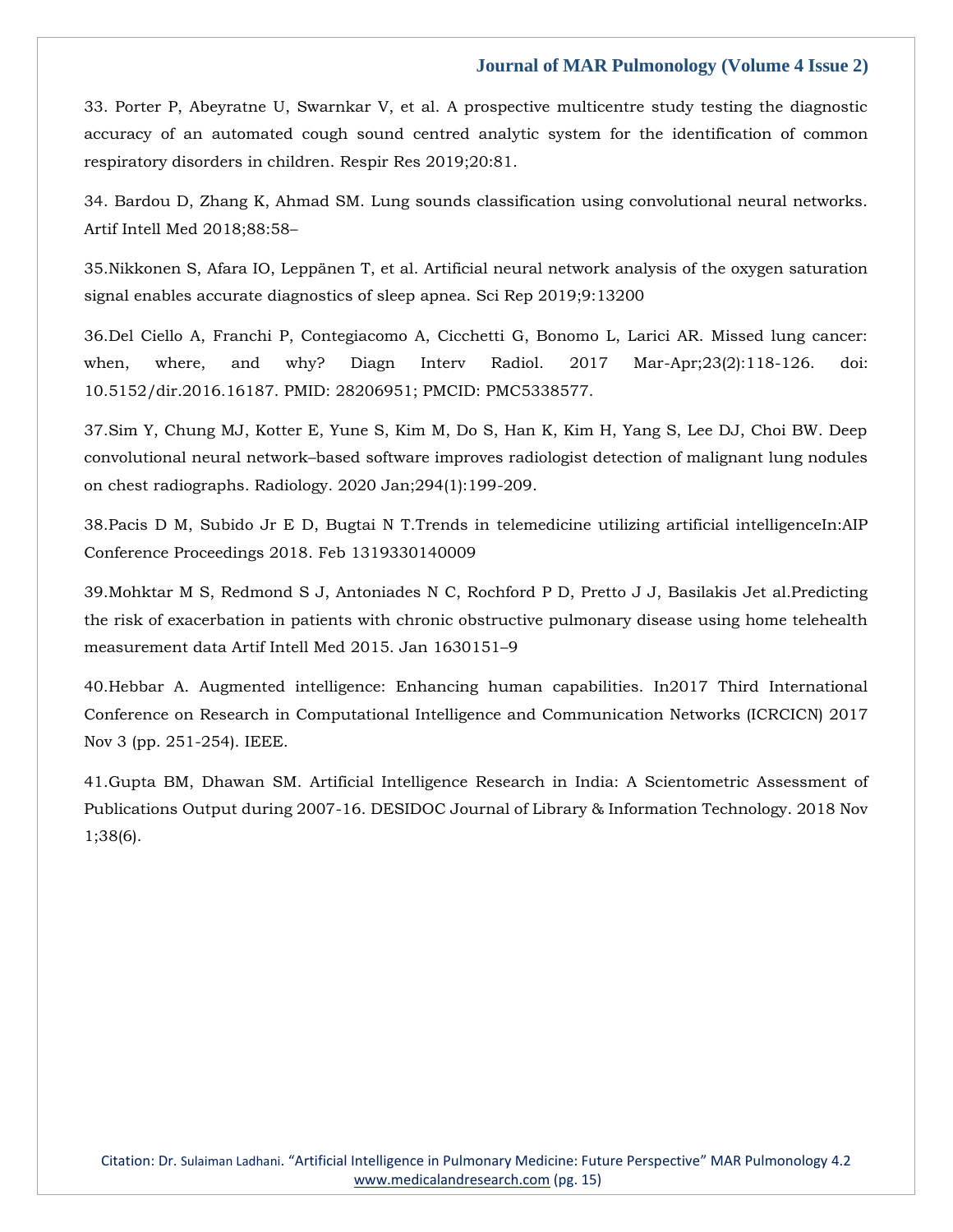33. Porter P, Abeyratne U, Swarnkar V, et al. A prospective multicentre study testing the diagnostic accuracy of an automated cough sound centred analytic system for the identification of common respiratory disorders in children. Respir Res 2019;20:81.

34. Bardou D, Zhang K, Ahmad SM. Lung sounds classification using convolutional neural networks. Artif Intell Med 2018;88:58–

35.Nikkonen S, Afara IO, Leppänen T, et al. Artificial neural network analysis of the oxygen saturation signal enables accurate diagnostics of sleep apnea. Sci Rep 2019;9:13200

36.Del Ciello A, Franchi P, Contegiacomo A, Cicchetti G, Bonomo L, Larici AR. Missed lung cancer: when, where, and why? Diagn Interv Radiol. 2017 Mar-Apr;23(2):118-126. doi: 10.5152/dir.2016.16187. PMID: 28206951; PMCID: PMC5338577.

37.Sim Y, Chung MJ, Kotter E, Yune S, Kim M, Do S, Han K, Kim H, Yang S, Lee DJ, Choi BW. Deep convolutional neural network–based software improves radiologist detection of malignant lung nodules on chest radiographs. Radiology. 2020 Jan;294(1):199-209.

38.Pacis D M, Subido Jr E D, Bugtai N T.Trends in telemedicine utilizing artificial intelligenceIn:AIP Conference Proceedings 2018. Feb 1319330140009

39.Mohktar M S, Redmond S J, Antoniades N C, Rochford P D, Pretto J J, Basilakis Jet al.Predicting the risk of exacerbation in patients with chronic obstructive pulmonary disease using home telehealth measurement data Artif Intell Med 2015. Jan 1630151–9

40.Hebbar A. Augmented intelligence: Enhancing human capabilities. In2017 Third International Conference on Research in Computational Intelligence and Communication Networks (ICRCICN) 2017 Nov 3 (pp. 251-254). IEEE.

41.Gupta BM, Dhawan SM. Artificial Intelligence Research in India: A Scientometric Assessment of Publications Output during 2007-16. DESIDOC Journal of Library & Information Technology. 2018 Nov 1;38(6).